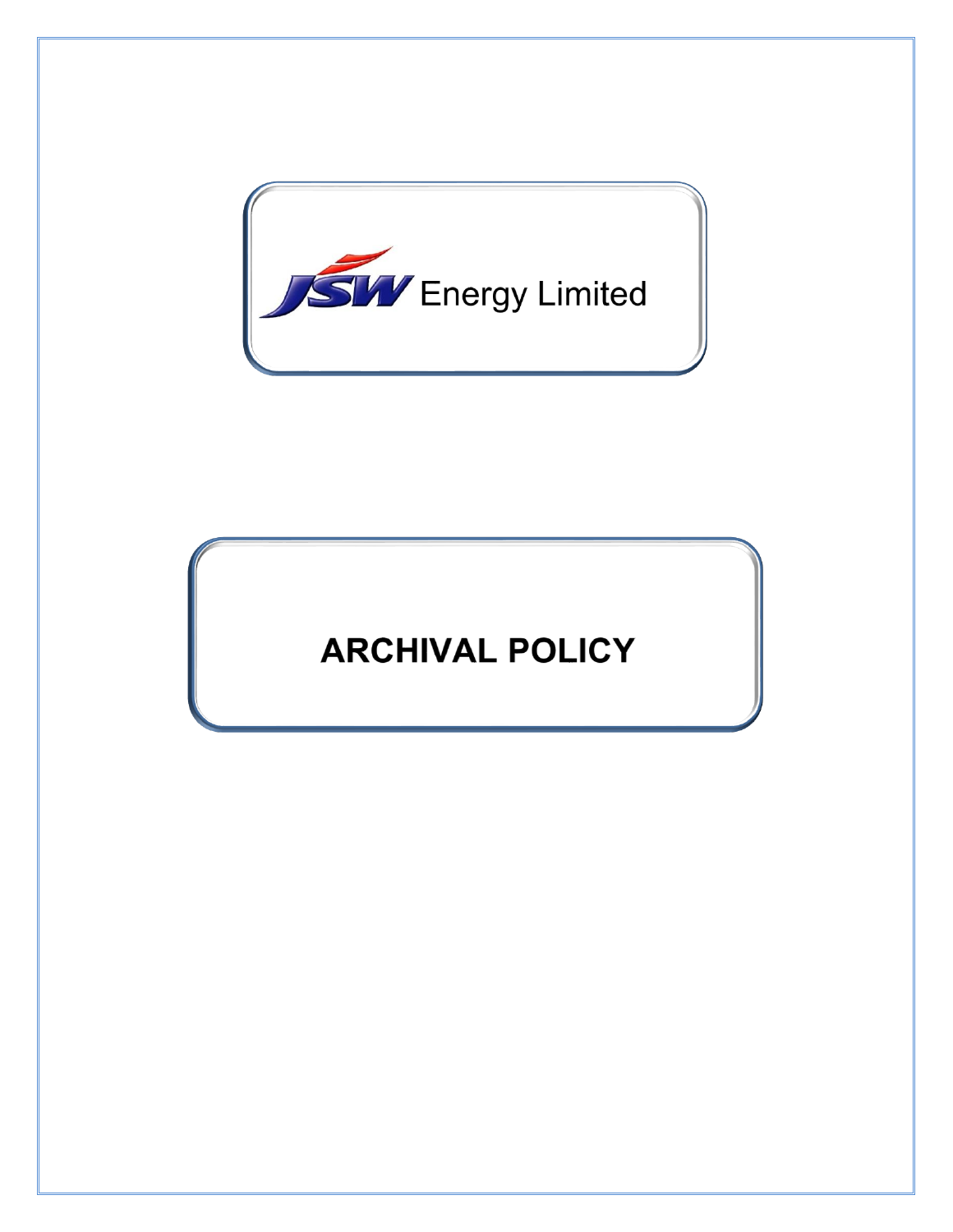JSW Energy Limited

# ARCHIVAL POLICY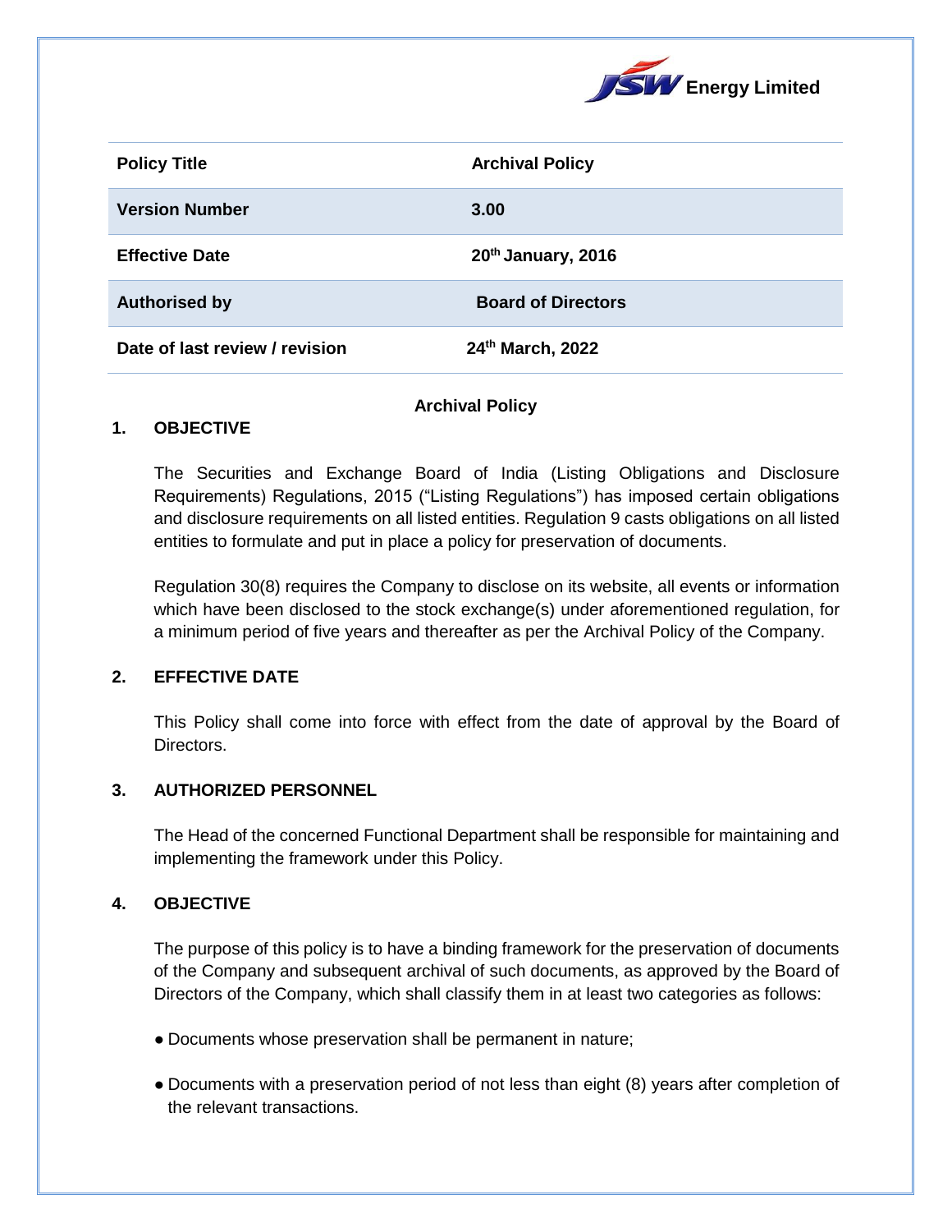**Energy Limited**

| Policy Title | Archival Policy |
|---|---|
| Version Number | 3.00 |
| Effective Date | 20th January, 2016 |
| Authorised by | Board of Directors |
| Date of last review / revision | 24th March, 2022 |

**Archival Policy**

## 1. OBJECTIVE

The Securities and Exchange Board of India (Listing Obligations and Disclosure Requirements) Regulations, 2015 ("Listing Regulations") has imposed certain obligations and disclosure requirements on all listed entities. Regulation 9 casts obligations on all listed entities to formulate and put in place a policy for preservation of documents.

Regulation 30(8) requires the Company to disclose on its website, all events or information which have been disclosed to the stock exchange(s) under aforementioned regulation, for a minimum period of five years and thereafter as per the Archival Policy of the Company.

## 2. EFFECTIVE DATE

This Policy shall come into force with effect from the date of approval by the Board of Directors.

## 3. AUTHORIZED PERSONNEL

The Head of the concerned Functional Department shall be responsible for maintaining and implementing the framework under this Policy.

## 4. OBJECTIVE

The purpose of this policy is to have a binding framework for the preservation of documents of the Company and subsequent archival of such documents, as approved by the Board of Directors of the Company, which shall classify them in at least two categories as follows:

- Documents whose preservation shall be permanent in nature;
- Documents with a preservation period of not less than eight (8) years after completion of the relevant transactions.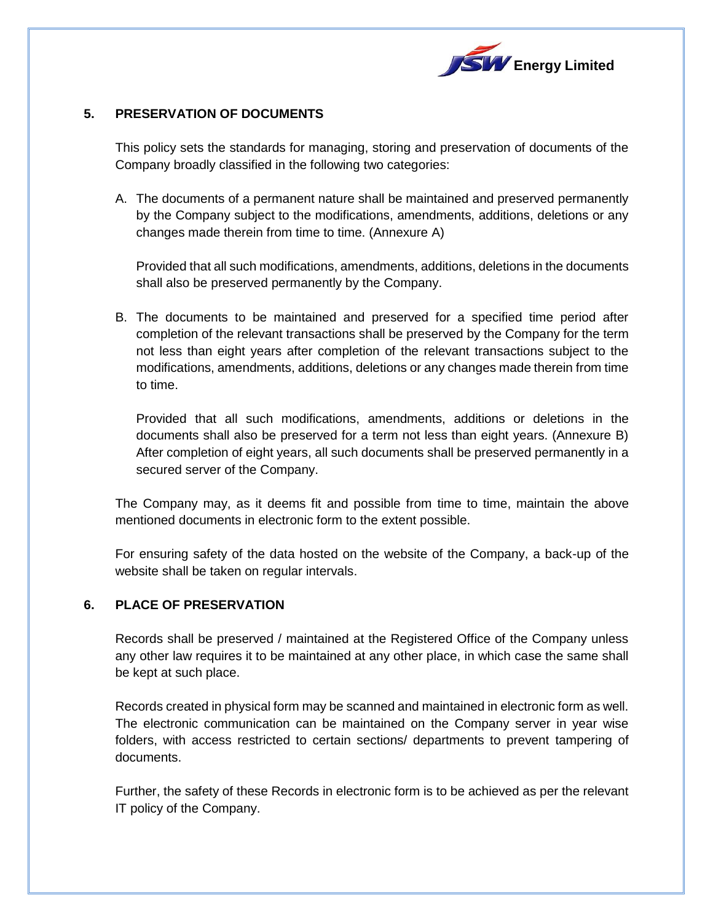## 5. PRESERVATION OF DOCUMENTS

This policy sets the standards for managing, storing and preservation of documents of the Company broadly classified in the following two categories:

A. The documents of a permanent nature shall be maintained and preserved permanently by the Company subject to the modifications, amendments, additions, deletions or any changes made therein from time to time. (Annexure A)

   Provided that all such modifications, amendments, additions, deletions in the documents shall also be preserved permanently by the Company.

B. The documents to be maintained and preserved for a specified time period after completion of the relevant transactions shall be preserved by the Company for the term not less than eight years after completion of the relevant transactions subject to the modifications, amendments, additions, deletions or any changes made therein from time to time.

   Provided that all such modifications, amendments, additions or deletions in the documents shall also be preserved for a term not less than eight years. (Annexure B) After completion of eight years, all such documents shall be preserved permanently in a secured server of the Company.

The Company may, as it deems fit and possible from time to time, maintain the above mentioned documents in electronic form to the extent possible.

For ensuring safety of the data hosted on the website of the Company, a back-up of the website shall be taken on regular intervals.

## 6. PLACE OF PRESERVATION

Records shall be preserved / maintained at the Registered Office of the Company unless any other law requires it to be maintained at any other place, in which case the same shall be kept at such place.

Records created in physical form may be scanned and maintained in electronic form as well. The electronic communication can be maintained on the Company server in year wise folders, with access restricted to certain sections/ departments to prevent tampering of documents.

Further, the safety of these Records in electronic form is to be achieved as per the relevant IT policy of the Company.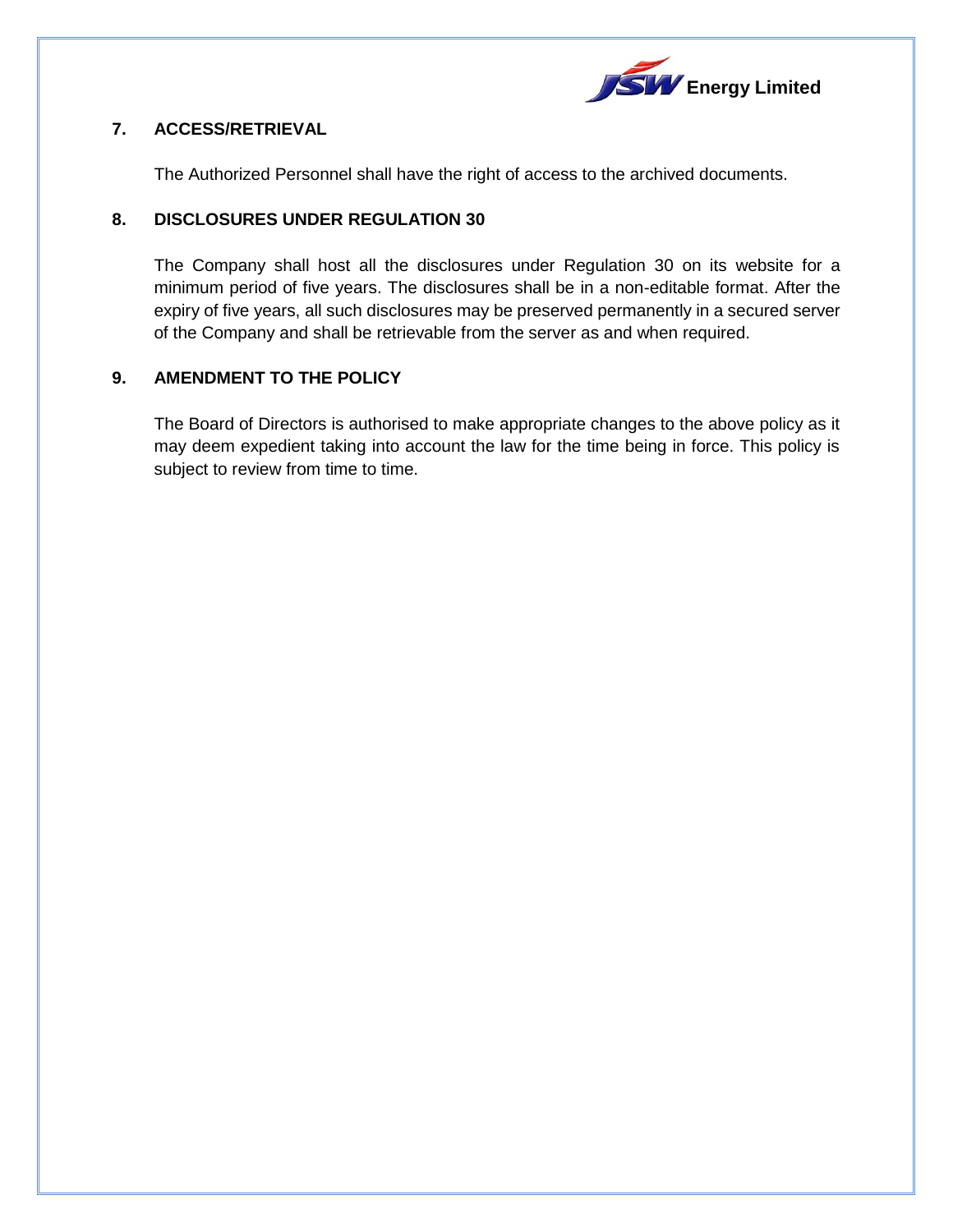## 7. ACCESS/RETRIEVAL

The Authorized Personnel shall have the right of access to the archived documents.

## 8. DISCLOSURES UNDER REGULATION 30

The Company shall host all the disclosures under Regulation 30 on its website for a minimum period of five years. The disclosures shall be in a non-editable format. After the expiry of five years, all such disclosures may be preserved permanently in a secured server of the Company and shall be retrievable from the server as and when required.

## 9. AMENDMENT TO THE POLICY

The Board of Directors is authorised to make appropriate changes to the above policy as it may deem expedient taking into account the law for the time being in force. This policy is subject to review from time to time.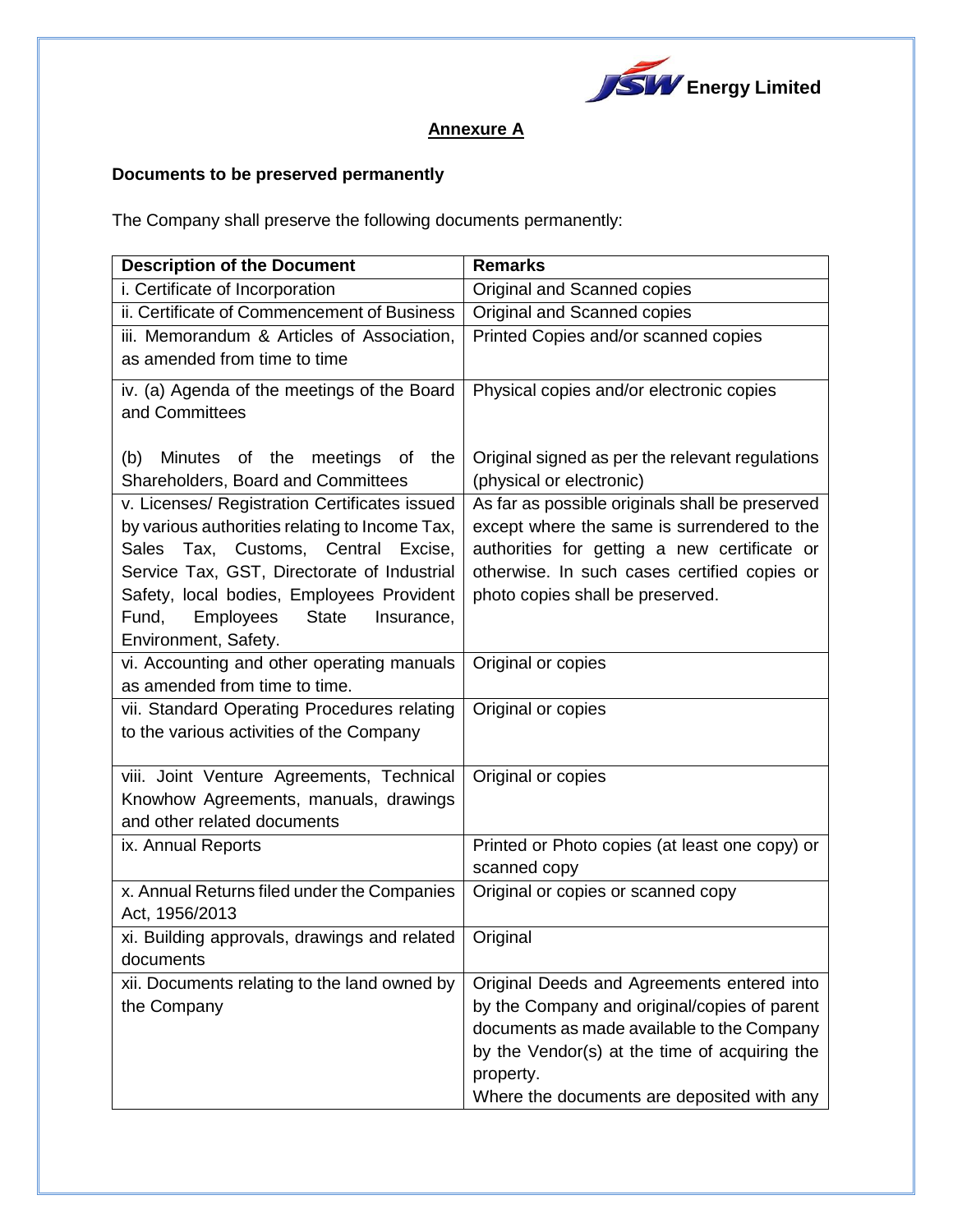## Annexure A

### Documents to be preserved permanently

The Company shall preserve the following documents permanently:

| Description of the Document | Remarks |
|---|---|
| i. Certificate of Incorporation | Original and Scanned copies |
| ii. Certificate of Commencement of Business | Original and Scanned copies |
| iii. Memorandum & Articles of Association, as amended from time to time | Printed Copies and/or scanned copies |
| iv. (a) Agenda of the meetings of the Board and Committees<br><br>(b) Minutes of the meetings of the Shareholders, Board and Committees | Physical copies and/or electronic copies<br><br>Original signed as per the relevant regulations (physical or electronic) |
| v. Licenses/ Registration Certificates issued by various authorities relating to Income Tax, Sales Tax, Customs, Central Excise, Service Tax, GST, Directorate of Industrial Safety, local bodies, Employees Provident Fund, Employees State Insurance, Environment, Safety. | As far as possible originals shall be preserved except where the same is surrendered to the authorities for getting a new certificate or otherwise. In such cases certified copies or photo copies shall be preserved. |
| vi. Accounting and other operating manuals as amended from time to time. | Original or copies |
| vii. Standard Operating Procedures relating to the various activities of the Company | Original or copies |
| viii. Joint Venture Agreements, Technical Knowhow Agreements, manuals, drawings and other related documents | Original or copies |
| ix. Annual Reports | Printed or Photo copies (at least one copy) or scanned copy |
| x. Annual Returns filed under the Companies Act, 1956/2013 | Original or copies or scanned copy |
| xi. Building approvals, drawings and related documents | Original |
| xii. Documents relating to the land owned by the Company | Original Deeds and Agreements entered into by the Company and original/copies of parent documents as made available to the Company by the Vendor(s) at the time of acquiring the property.<br>Where the documents are deposited with any |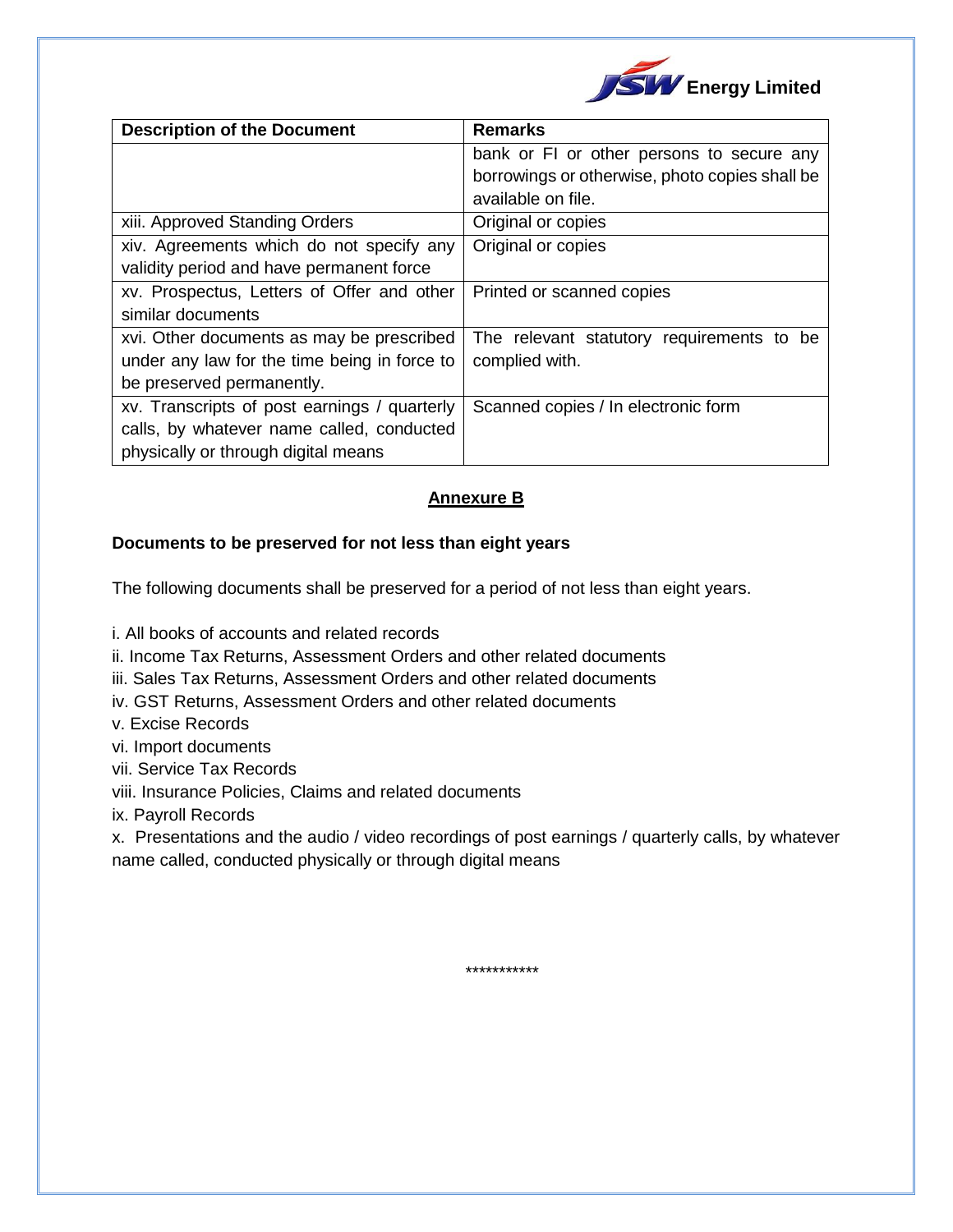| Description of the Document | Remarks |
|---|---|
| | bank or FI or other persons to secure any borrowings or otherwise, photo copies shall be available on file. |
| xiii. Approved Standing Orders | Original or copies |
| xiv. Agreements which do not specify any validity period and have permanent force | Original or copies |
| xv. Prospectus, Letters of Offer and other similar documents | Printed or scanned copies |
| xvi. Other documents as may be prescribed under any law for the time being in force to be preserved permanently. | The relevant statutory requirements to be complied with. |
| xv. Transcripts of post earnings / quarterly calls, by whatever name called, conducted physically or through digital means | Scanned copies / In electronic form |

## Annexure B

**Documents to be preserved for not less than eight years**

The following documents shall be preserved for a period of not less than eight years.

i. All books of accounts and related records
ii. Income Tax Returns, Assessment Orders and other related documents
iii. Sales Tax Returns, Assessment Orders and other related documents
iv. GST Returns, Assessment Orders and other related documents
v. Excise Records
vi. Import documents
vii. Service Tax Records
viii. Insurance Policies, Claims and related documents
ix. Payroll Records
x. Presentations and the audio / video recordings of post earnings / quarterly calls, by whatever name called, conducted physically or through digital means

***********